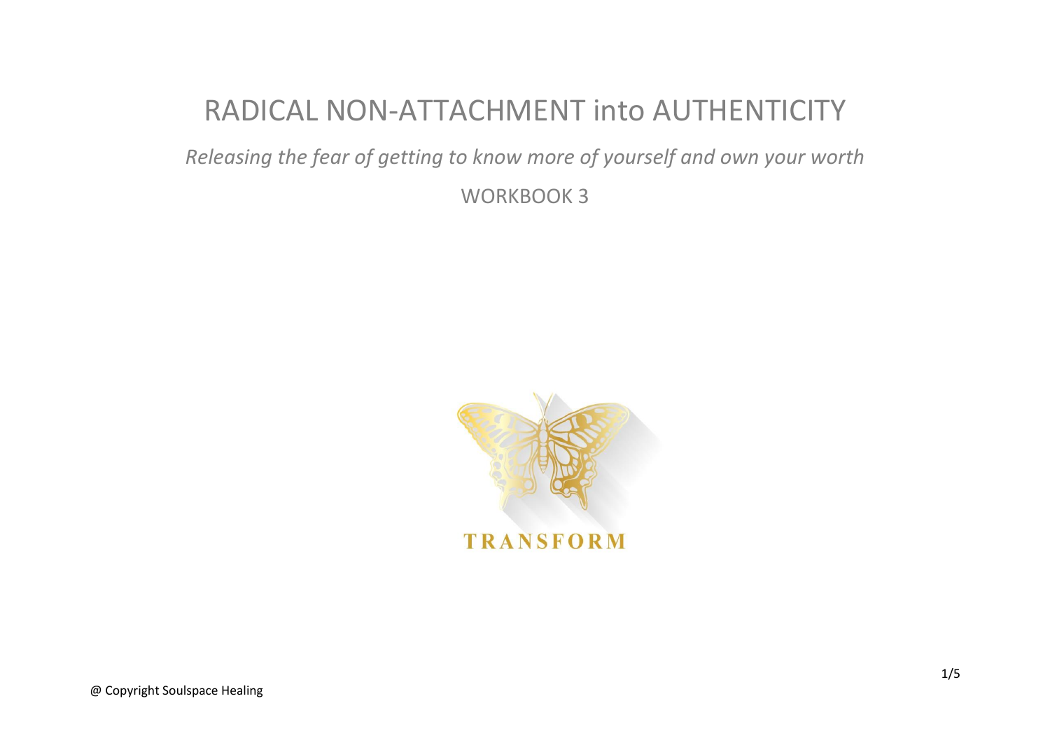# RADICAL NON-ATTACHMENT into AUTHENTICITY

*Releasing the fear of getting to know more of yourself and own your worth*

WORKBOOK 3

TRANSFORM

@ Copyright Soulspace Healing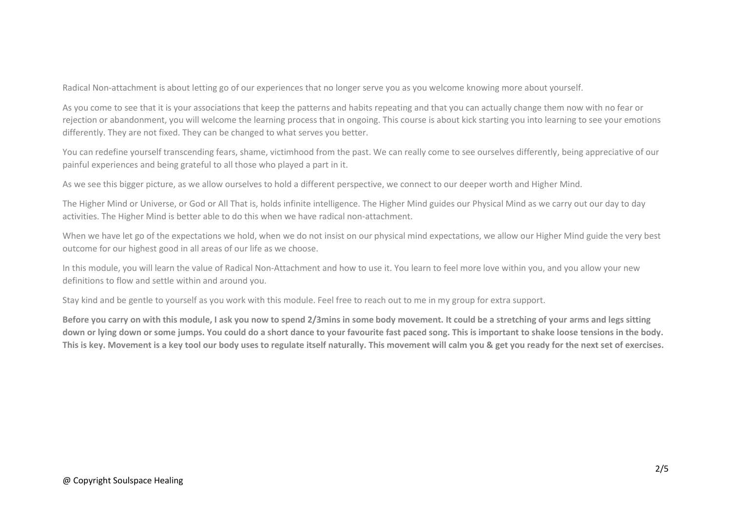Radical Non-attachment is about letting go of our experiences that no longer serve you as you welcome knowing more about yourself.

As you come to see that it is your associations that keep the patterns and habits repeating and that you can actually change them now with no fear or rejection or abandonment, you will welcome the learning process that in ongoing. This course is about kick starting you into learning to see your emotions differently. They are not fixed. They can be changed to what serves you better.

You can redefine yourself transcending fears, shame, victimhood from the past. We can really come to see ourselves differently, being appreciative of our painful experiences and being grateful to all those who played a part in it.

As we see this bigger picture, as we allow ourselves to hold a different perspective, we connect to our deeper worth and Higher Mind.

The Higher Mind or Universe, or God or All That is, holds infinite intelligence. The Higher Mind guides our Physical Mind as we carry out our day to day activities. The Higher Mind is better able to do this when we have radical non-attachment.

When we have let go of the expectations we hold, when we do not insist on our physical mind expectations, we allow our Higher Mind guide the very best outcome for our highest good in all areas of our life as we choose.

In this module, you will learn the value of Radical Non-Attachment and how to use it. You learn to feel more love within you, and you allow your new definitions to flow and settle within and around you.

Stay kind and be gentle to yourself as you work with this module. Feel free to reach out to me in my group for extra support.

**Before you carry on with this module, I ask you now to spend 2/3mins in some body movement. It could be a stretching of your arms and legs sitting down or lying down or some jumps. You could do a short dance to your favourite fast paced song. This is important to shake loose tensions in the body. This is key. Movement is a key tool our body uses to regulate itself naturally. This movement will calm you & get you ready for the next set of exercises.**

@ Copyright Soulspace Healing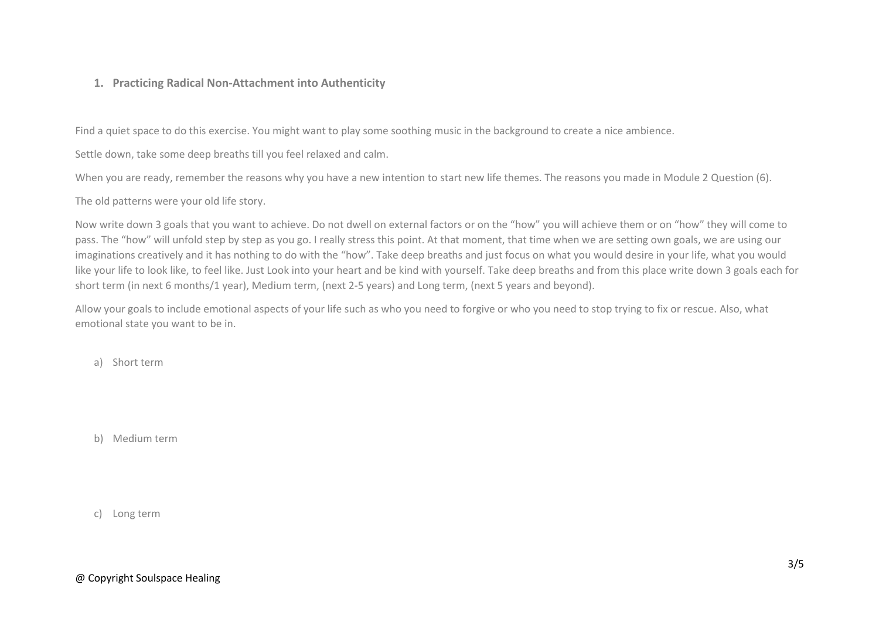## 1. Practicing Radical Non-Attachment into Authenticity

Find a quiet space to do this exercise. You might want to play some soothing music in the background to create a nice ambience.

Settle down, take some deep breaths till you feel relaxed and calm.

When you are ready, remember the reasons why you have a new intention to start new life themes. The reasons you made in Module 2 Question (6).

The old patterns were your old life story.

Now write down 3 goals that you want to achieve. Do not dwell on external factors or on the "how" you will achieve them or on "how" they will come to pass. The "how" will unfold step by step as you go. I really stress this point. At that moment, that time when we are setting own goals, we are using our imaginations creatively and it has nothing to do with the "how". Take deep breaths and just focus on what you would desire in your life, what you would like your life to look like, to feel like. Just Look into your heart and be kind with yourself. Take deep breaths and from this place write down 3 goals each for short term (in next 6 months/1 year), Medium term, (next 2-5 years) and Long term, (next 5 years and beyond).

Allow your goals to include emotional aspects of your life such as who you need to forgive or who you need to stop trying to fix or rescue. Also, what emotional state you want to be in.

a) Short term

b) Medium term

c) Long term

@ Copyright Soulspace Healing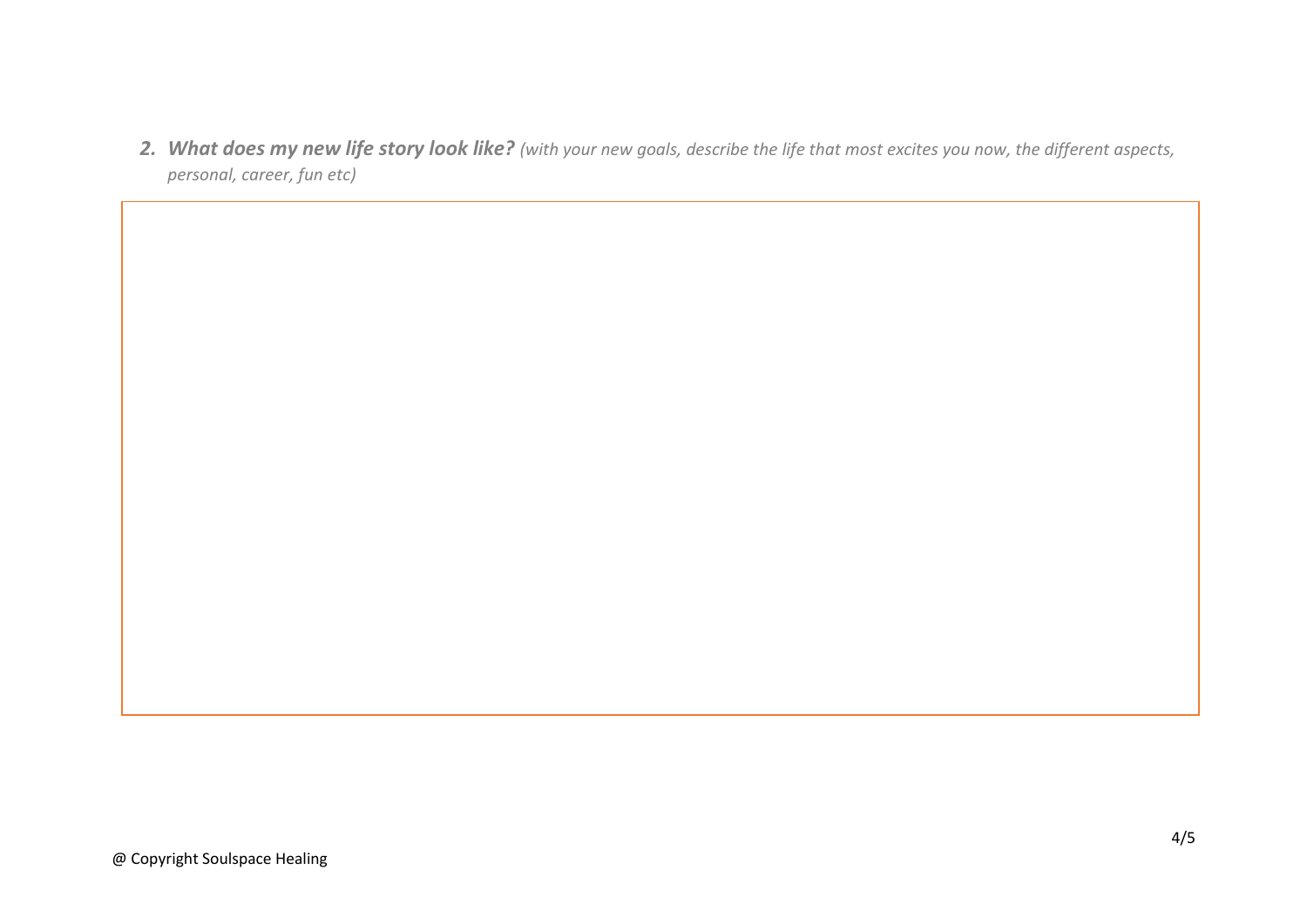2. ***What does my new life story look like?*** *(with your new goals, describe the life that most excites you now, the different aspects, personal, career, fun etc)*

@ Copyright Soulspace Healing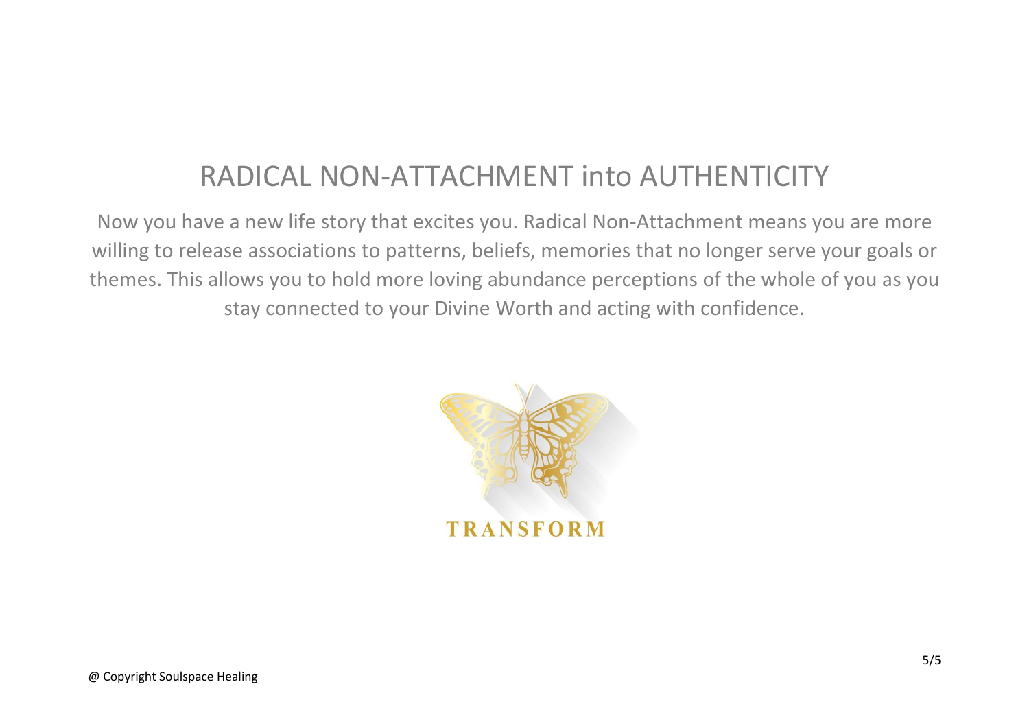# RADICAL NON-ATTACHMENT into AUTHENTICITY

Now you have a new life story that excites you. Radical Non-Attachment means you are more willing to release associations to patterns, beliefs, memories that no longer serve your goals or themes. This allows you to hold more loving abundance perceptions of the whole of you as you stay connected to your Divine Worth and acting with confidence.

TRANSFORM

@ Copyright Soulspace Healing